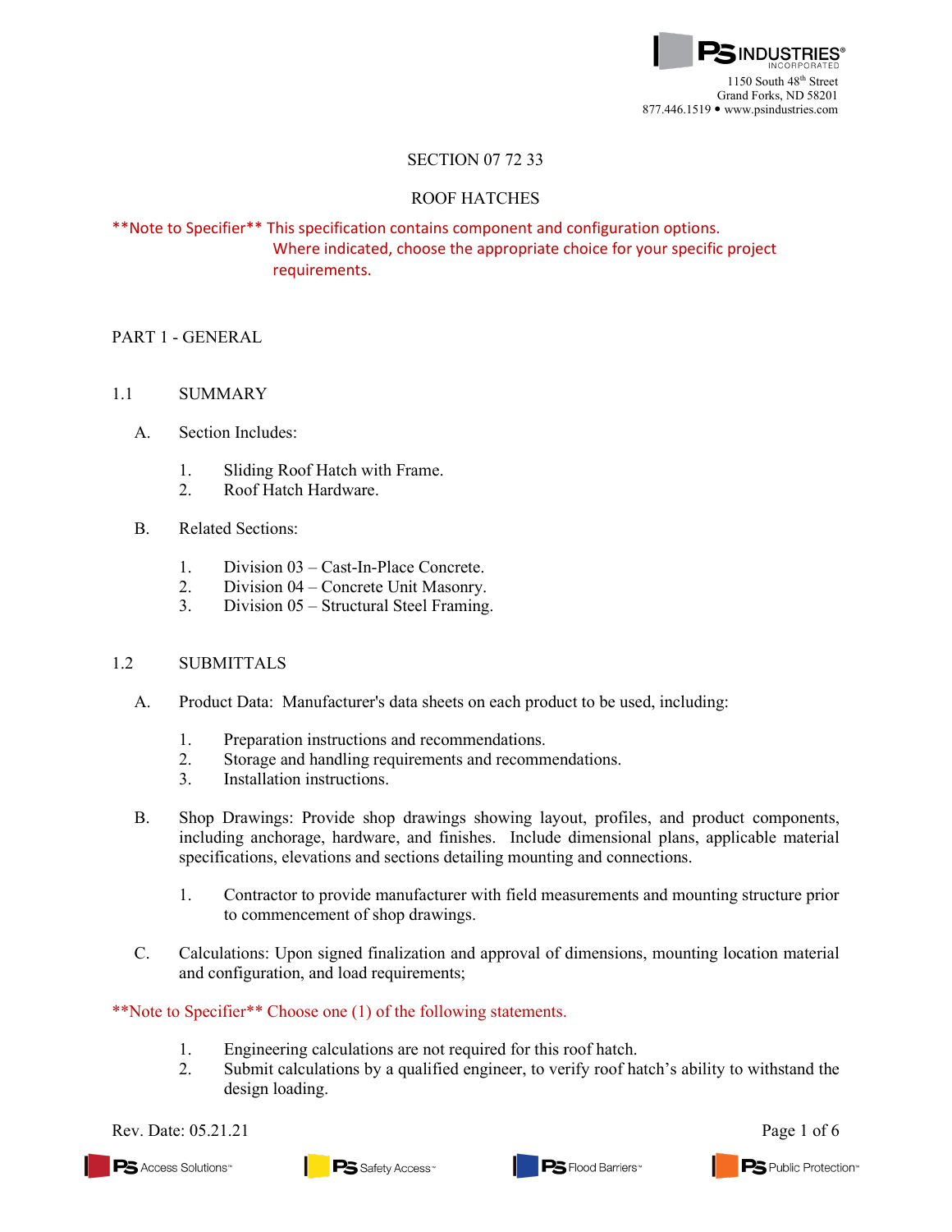PS INDUSTRIES INCORPORATED
1150 South 48th Street
Grand Forks, ND 58201
877.446.1519 • www.psindustries.com

# SECTION 07 72 33

# ROOF HATCHES

**Note to Specifier** This specification contains component and configuration options. Where indicated, choose the appropriate choice for your specific project requirements.

## PART 1 - GENERAL

### 1.1 SUMMARY

A. Section Includes:

1. Sliding Roof Hatch with Frame.
2. Roof Hatch Hardware.

B. Related Sections:

1. Division 03 – Cast-In-Place Concrete.
2. Division 04 – Concrete Unit Masonry.
3. Division 05 – Structural Steel Framing.

### 1.2 SUBMITTALS

A. Product Data: Manufacturer's data sheets on each product to be used, including:

1. Preparation instructions and recommendations.
2. Storage and handling requirements and recommendations.
3. Installation instructions.

B. Shop Drawings: Provide shop drawings showing layout, profiles, and product components, including anchorage, hardware, and finishes. Include dimensional plans, applicable material specifications, elevations and sections detailing mounting and connections.

1. Contractor to provide manufacturer with field measurements and mounting structure prior to commencement of shop drawings.

C. Calculations: Upon signed finalization and approval of dimensions, mounting location material and configuration, and load requirements;

**Note to Specifier** Choose one (1) of the following statements.

1. Engineering calculations are not required for this roof hatch.
2. Submit calculations by a qualified engineer, to verify roof hatch's ability to withstand the design loading.

Rev. Date: 05.21.21

PS Access Solutions™ PS Safety Access™ PS Flood Barriers™ PS Public Protection™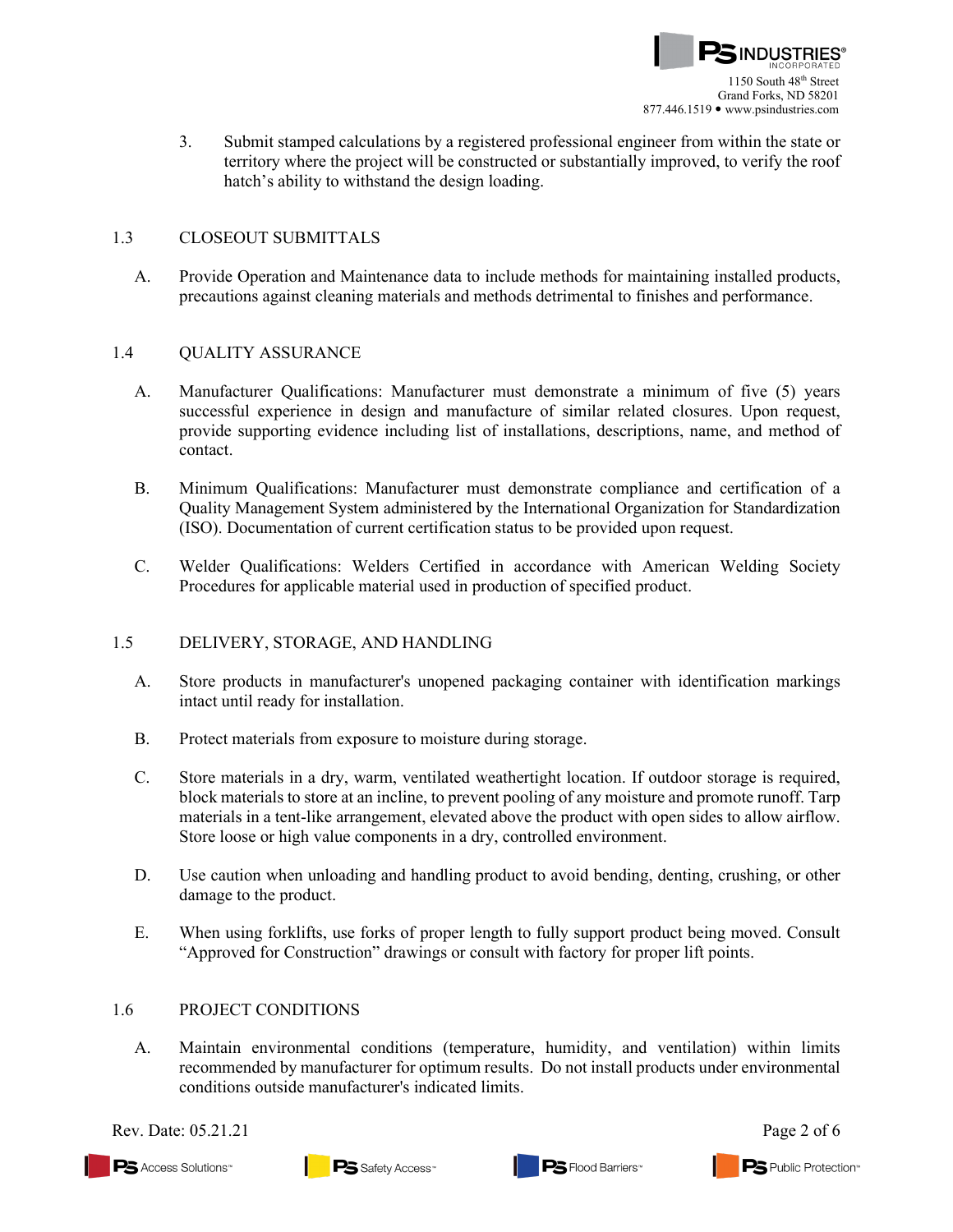3. Submit stamped calculations by a registered professional engineer from within the state or territory where the project will be constructed or substantially improved, to verify the roof hatch's ability to withstand the design loading.

## 1.3 CLOSEOUT SUBMITTALS

A. Provide Operation and Maintenance data to include methods for maintaining installed products, precautions against cleaning materials and methods detrimental to finishes and performance.

## 1.4 QUALITY ASSURANCE

A. Manufacturer Qualifications: Manufacturer must demonstrate a minimum of five (5) years successful experience in design and manufacture of similar related closures. Upon request, provide supporting evidence including list of installations, descriptions, name, and method of contact.

B. Minimum Qualifications: Manufacturer must demonstrate compliance and certification of a Quality Management System administered by the International Organization for Standardization (ISO). Documentation of current certification status to be provided upon request.

C. Welder Qualifications: Welders Certified in accordance with American Welding Society Procedures for applicable material used in production of specified product.

## 1.5 DELIVERY, STORAGE, AND HANDLING

A. Store products in manufacturer's unopened packaging container with identification markings intact until ready for installation.

B. Protect materials from exposure to moisture during storage.

C. Store materials in a dry, warm, ventilated weathertight location. If outdoor storage is required, block materials to store at an incline, to prevent pooling of any moisture and promote runoff. Tarp materials in a tent-like arrangement, elevated above the product with open sides to allow airflow. Store loose or high value components in a dry, controlled environment.

D. Use caution when unloading and handling product to avoid bending, denting, crushing, or other damage to the product.

E. When using forklifts, use forks of proper length to fully support product being moved. Consult "Approved for Construction" drawings or consult with factory for proper lift points.

## 1.6 PROJECT CONDITIONS

A. Maintain environmental conditions (temperature, humidity, and ventilation) within limits recommended by manufacturer for optimum results. Do not install products under environmental conditions outside manufacturer's indicated limits.

Rev. Date: 05.21.21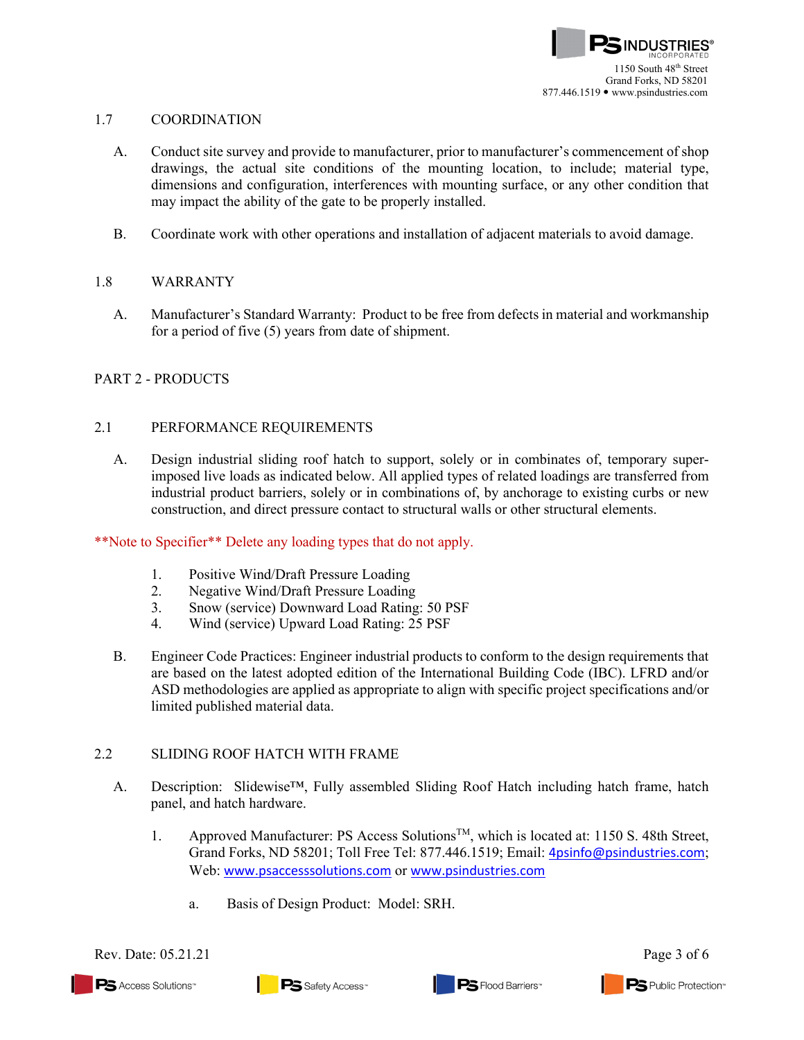## 1.7 COORDINATION

A. Conduct site survey and provide to manufacturer, prior to manufacturer's commencement of shop drawings, the actual site conditions of the mounting location, to include; material type, dimensions and configuration, interferences with mounting surface, or any other condition that may impact the ability of the gate to be properly installed.

B. Coordinate work with other operations and installation of adjacent materials to avoid damage.

## 1.8 WARRANTY

A. Manufacturer's Standard Warranty: Product to be free from defects in material and workmanship for a period of five (5) years from date of shipment.

# PART 2 - PRODUCTS

## 2.1 PERFORMANCE REQUIREMENTS

A. Design industrial sliding roof hatch to support, solely or in combinates of, temporary super-imposed live loads as indicated below. All applied types of related loadings are transferred from industrial product barriers, solely or in combinations of, by anchorage to existing curbs or new construction, and direct pressure contact to structural walls or other structural elements.

**Note to Specifier** Delete any loading types that do not apply.

1. Positive Wind/Draft Pressure Loading
2. Negative Wind/Draft Pressure Loading
3. Snow (service) Downward Load Rating: 50 PSF
4. Wind (service) Upward Load Rating: 25 PSF

B. Engineer Code Practices: Engineer industrial products to conform to the design requirements that are based on the latest adopted edition of the International Building Code (IBC). LFRD and/or ASD methodologies are applied as appropriate to align with specific project specifications and/or limited published material data.

## 2.2 SLIDING ROOF HATCH WITH FRAME

A. Description: Slidewise™, Fully assembled Sliding Roof Hatch including hatch frame, hatch panel, and hatch hardware.

1. Approved Manufacturer: PS Access Solutions™, which is located at: 1150 S. 48th Street, Grand Forks, ND 58201; Toll Free Tel: 877.446.1519; Email: 4psinfo@psindustries.com; Web: www.psaccesssolutions.com or www.psindustries.com

   a. Basis of Design Product: Model: SRH.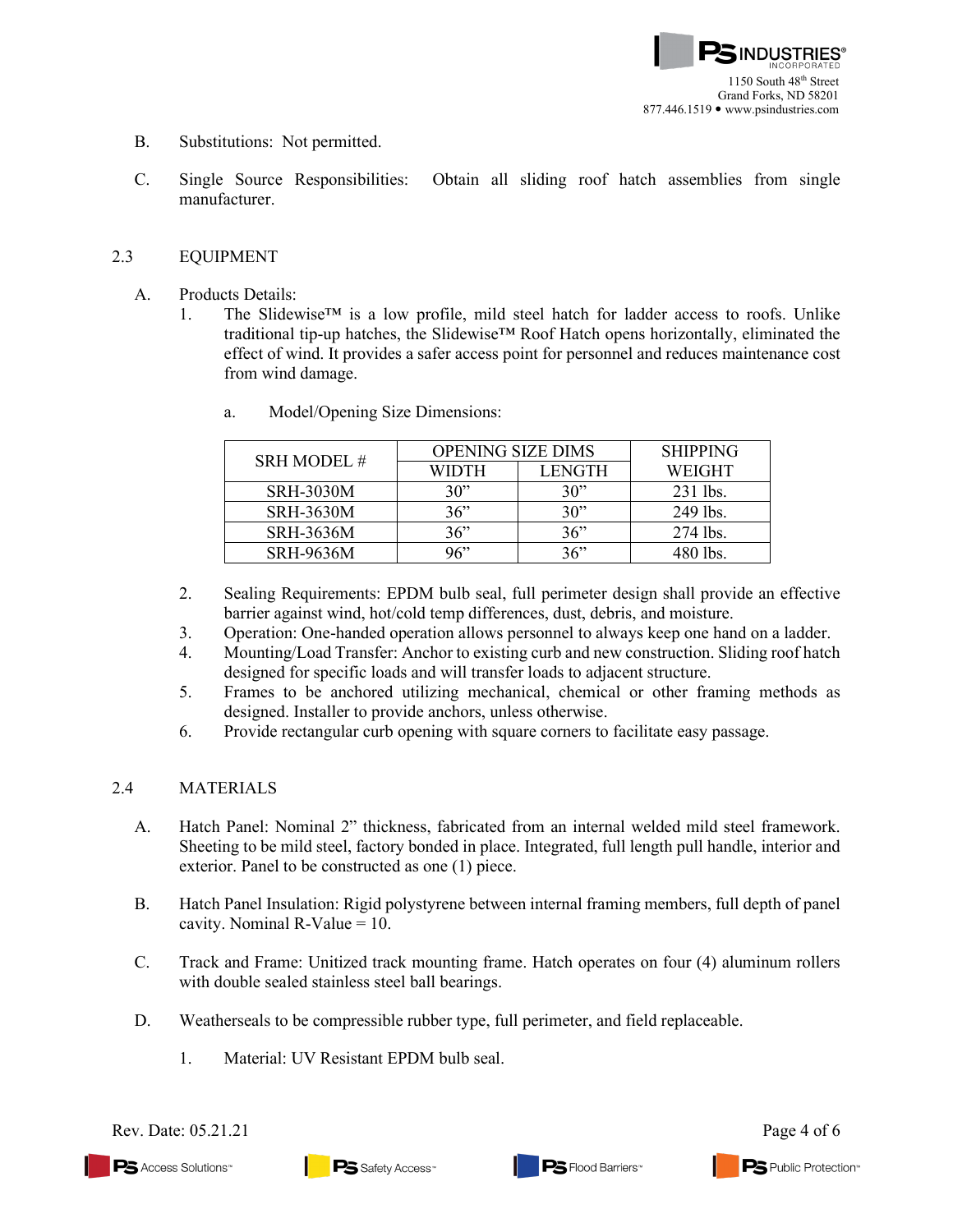B. Substitutions: Not permitted.

C. Single Source Responsibilities: Obtain all sliding roof hatch assemblies from single manufacturer.

## 2.3 EQUIPMENT

A. Products Details:

1. The Slidewise™ is a low profile, mild steel hatch for ladder access to roofs. Unlike traditional tip-up hatches, the Slidewise™ Roof Hatch opens horizontally, eliminated the effect of wind. It provides a safer access point for personnel and reduces maintenance cost from wind damage.

    a. Model/Opening Size Dimensions:

| SRH MODEL # | OPENING SIZE DIMS | | SHIPPING |
|---|---|---|---|
| | WIDTH | LENGTH | WEIGHT |
| SRH-3030M | 30” | 30” | 231 lbs. |
| SRH-3630M | 36” | 30” | 249 lbs. |
| SRH-3636M | 36” | 36” | 274 lbs. |
| SRH-9636M | 96” | 36” | 480 lbs. |

2. Sealing Requirements: EPDM bulb seal, full perimeter design shall provide an effective barrier against wind, hot/cold temp differences, dust, debris, and moisture.
3. Operation: One-handed operation allows personnel to always keep one hand on a ladder.
4. Mounting/Load Transfer: Anchor to existing curb and new construction. Sliding roof hatch designed for specific loads and will transfer loads to adjacent structure.
5. Frames to be anchored utilizing mechanical, chemical or other framing methods as designed. Installer to provide anchors, unless otherwise.
6. Provide rectangular curb opening with square corners to facilitate easy passage.

## 2.4 MATERIALS

A. Hatch Panel: Nominal 2” thickness, fabricated from an internal welded mild steel framework. Sheeting to be mild steel, factory bonded in place. Integrated, full length pull handle, interior and exterior. Panel to be constructed as one (1) piece.

B. Hatch Panel Insulation: Rigid polystyrene between internal framing members, full depth of panel cavity. Nominal R-Value = 10.

C. Track and Frame: Unitized track mounting frame. Hatch operates on four (4) aluminum rollers with double sealed stainless steel ball bearings.

D. Weatherseals to be compressible rubber type, full perimeter, and field replaceable.

1. Material: UV Resistant EPDM bulb seal.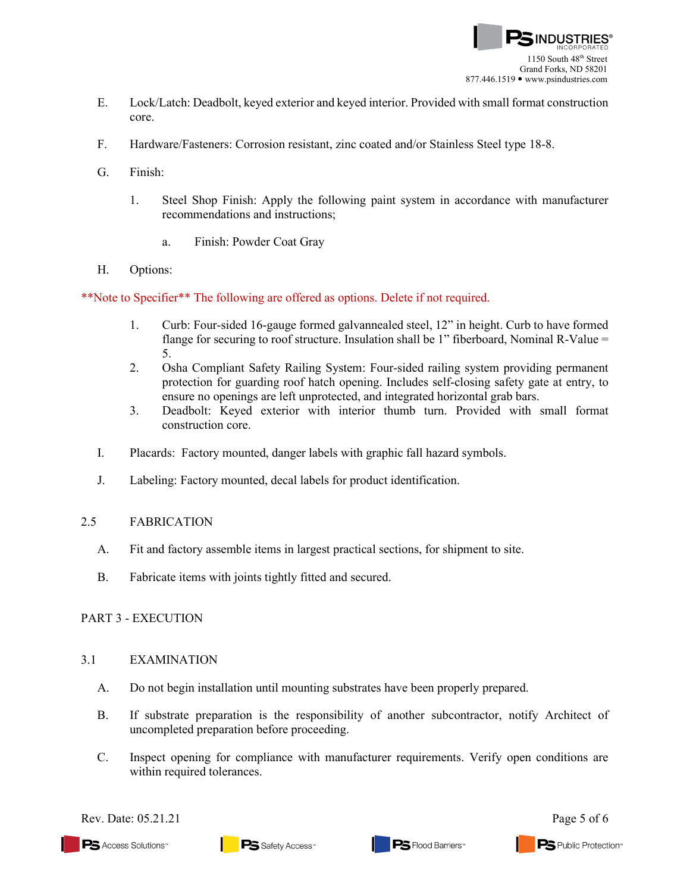E. Lock/Latch: Deadbolt, keyed exterior and keyed interior. Provided with small format construction core.

F. Hardware/Fasteners: Corrosion resistant, zinc coated and/or Stainless Steel type 18-8.

G. Finish:

1. Steel Shop Finish: Apply the following paint system in accordance with manufacturer recommendations and instructions;

   a. Finish: Powder Coat Gray

H. Options:

**Note to Specifier** The following are offered as options. Delete if not required.

1. Curb: Four-sided 16-gauge formed galvannealed steel, 12" in height. Curb to have formed flange for securing to roof structure. Insulation shall be 1" fiberboard, Nominal R-Value = 5.
2. Osha Compliant Safety Railing System: Four-sided railing system providing permanent protection for guarding roof hatch opening. Includes self-closing safety gate at entry, to ensure no openings are left unprotected, and integrated horizontal grab bars.
3. Deadbolt: Keyed exterior with interior thumb turn. Provided with small format construction core.

I. Placards: Factory mounted, danger labels with graphic fall hazard symbols.

J. Labeling: Factory mounted, decal labels for product identification.

## 2.5 FABRICATION

A. Fit and factory assemble items in largest practical sections, for shipment to site.

B. Fabricate items with joints tightly fitted and secured.

# PART 3 - EXECUTION

## 3.1 EXAMINATION

A. Do not begin installation until mounting substrates have been properly prepared.

B. If substrate preparation is the responsibility of another subcontractor, notify Architect of uncompleted preparation before proceeding.

C. Inspect opening for compliance with manufacturer requirements. Verify open conditions are within required tolerances.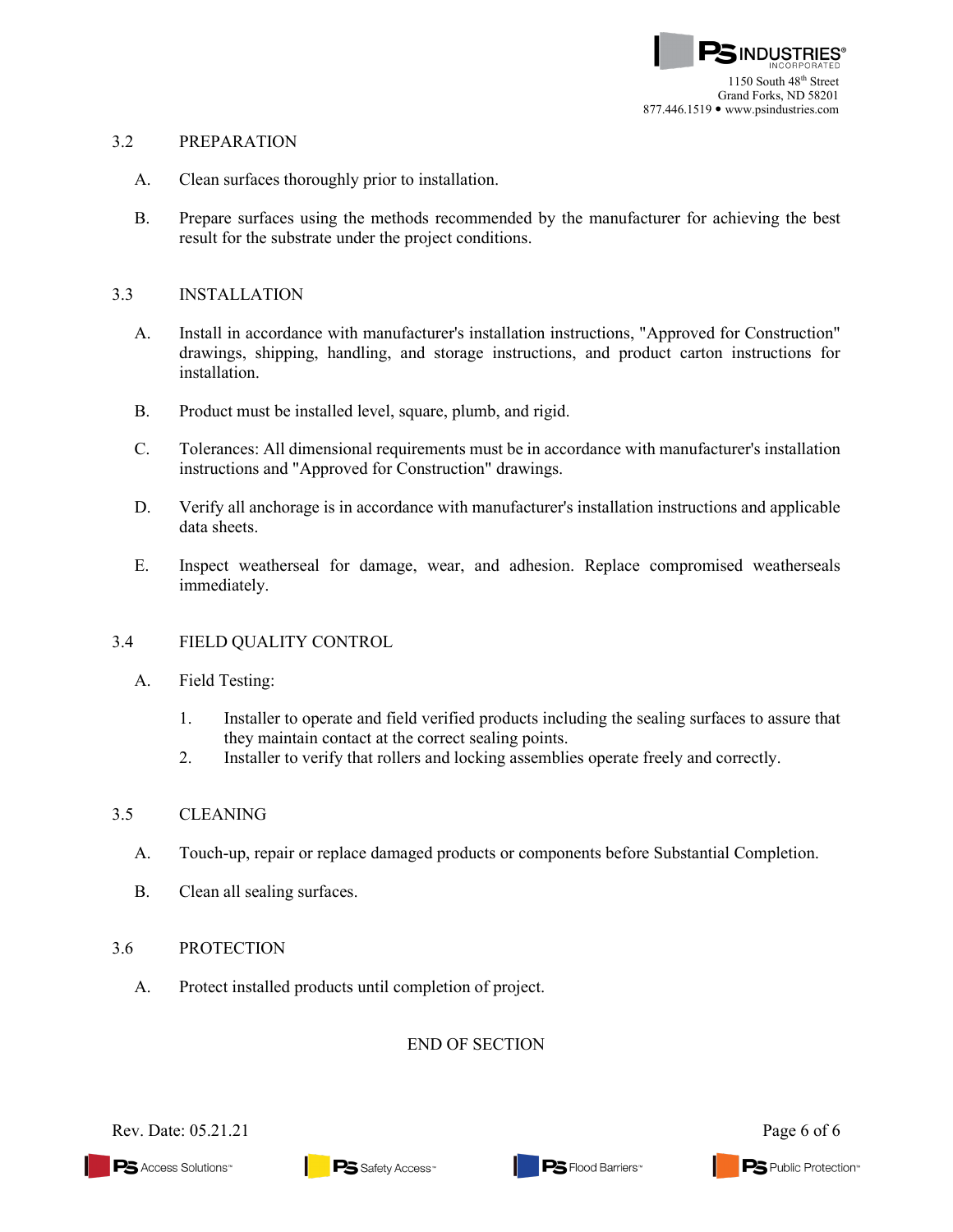### 3.2 PREPARATION

A. Clean surfaces thoroughly prior to installation.

B. Prepare surfaces using the methods recommended by the manufacturer for achieving the best result for the substrate under the project conditions.

### 3.3 INSTALLATION

A. Install in accordance with manufacturer's installation instructions, "Approved for Construction" drawings, shipping, handling, and storage instructions, and product carton instructions for installation.

B. Product must be installed level, square, plumb, and rigid.

C. Tolerances: All dimensional requirements must be in accordance with manufacturer's installation instructions and "Approved for Construction" drawings.

D. Verify all anchorage is in accordance with manufacturer's installation instructions and applicable data sheets.

E. Inspect weatherseal for damage, wear, and adhesion. Replace compromised weatherseals immediately.

### 3.4 FIELD QUALITY CONTROL

A. Field Testing:

1. Installer to operate and field verified products including the sealing surfaces to assure that they maintain contact at the correct sealing points.
2. Installer to verify that rollers and locking assemblies operate freely and correctly.

### 3.5 CLEANING

A. Touch-up, repair or replace damaged products or components before Substantial Completion.

B. Clean all sealing surfaces.

### 3.6 PROTECTION

A. Protect installed products until completion of project.

END OF SECTION

Rev. Date: 05.21.21